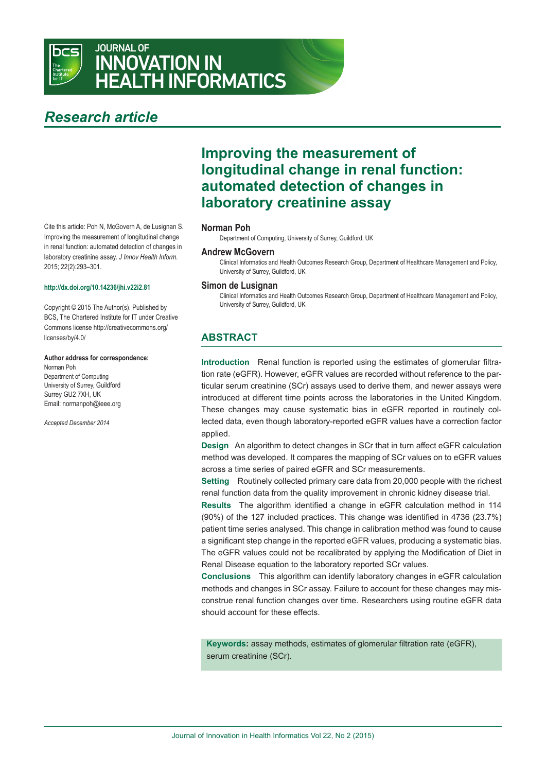# JOURNAL OF INNOVATION IN HEALTH INFORMATICS

*Research article*

# Improving the measurement of longitudinal change in renal function: automated detection of changes in laboratory creatinine assay

**Norman Poh**
Department of Computing, University of Surrey, Guildford, UK

**Andrew McGovern**
Clinical Informatics and Health Outcomes Research Group, Department of Healthcare Management and Policy, University of Surrey, Guildford, UK

**Simon de Lusignan**
Clinical Informatics and Health Outcomes Research Group, Department of Healthcare Management and Policy, University of Surrey, Guildford, UK

Cite this article: Poh N, McGovern A, de Lusignan S. Improving the measurement of longitudinal change in renal function: automated detection of changes in laboratory creatinine assay. *J Innov Health Inform.* 2015; 22(2):293–301.

**http://dx.doi.org/10.14236/jhi.v22i2.81**

Copyright © 2015 The Author(s). Published by BCS, The Chartered Institute for IT under Creative Commons license http://creativecommons.org/licenses/by/4.0/

**Author address for correspondence:**
Norman Poh
Department of Computing
University of Surrey, Guildford
Surrey GU2 7XH, UK
Email: normanpoh@ieee.org

*Accepted December 2014*

## ABSTRACT

**Introduction** Renal function is reported using the estimates of glomerular filtration rate (eGFR). However, eGFR values are recorded without reference to the particular serum creatinine (SCr) assays used to derive them, and newer assays were introduced at different time points across the laboratories in the United Kingdom. These changes may cause systematic bias in eGFR reported in routinely collected data, even though laboratory-reported eGFR values have a correction factor applied.

**Design** An algorithm to detect changes in SCr that in turn affect eGFR calculation method was developed. It compares the mapping of SCr values on to eGFR values across a time series of paired eGFR and SCr measurements.

**Setting** Routinely collected primary care data from 20,000 people with the richest renal function data from the quality improvement in chronic kidney disease trial.

**Results** The algorithm identified a change in eGFR calculation method in 114 (90%) of the 127 included practices. This change was identified in 4736 (23.7%) patient time series analysed. This change in calibration method was found to cause a significant step change in the reported eGFR values, producing a systematic bias. The eGFR values could not be recalibrated by applying the Modification of Diet in Renal Disease equation to the laboratory reported SCr values.

**Conclusions** This algorithm can identify laboratory changes in eGFR calculation methods and changes in SCr assay. Failure to account for these changes may misconstrue renal function changes over time. Researchers using routine eGFR data should account for these effects.

**Keywords:** assay methods, estimates of glomerular filtration rate (eGFR), serum creatinine (SCr).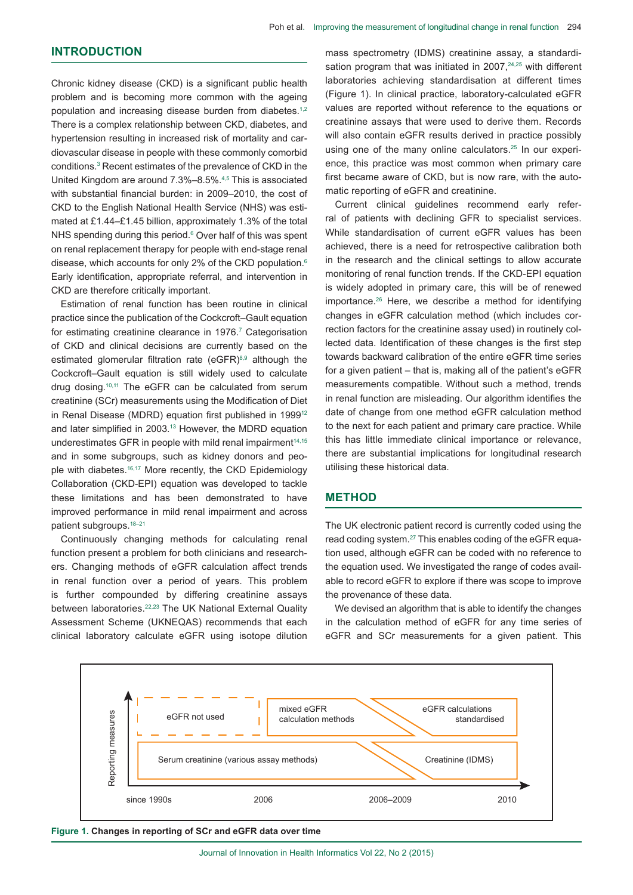## INTRODUCTION

Chronic kidney disease (CKD) is a significant public health problem and is becoming more common with the ageing population and increasing disease burden from diabetes.[1,2] There is a complex relationship between CKD, diabetes, and hypertension resulting in increased risk of mortality and cardiovascular disease in people with these commonly comorbid conditions.[3] Recent estimates of the prevalence of CKD in the United Kingdom are around 7.3%–8.5%.[4,5] This is associated with substantial financial burden: in 2009–2010, the cost of CKD to the English National Health Service (NHS) was estimated at £1.44–£1.45 billion, approximately 1.3% of the total NHS spending during this period.[6] Over half of this was spent on renal replacement therapy for people with end-stage renal disease, which accounts for only 2% of the CKD population.[6] Early identification, appropriate referral, and intervention in CKD are therefore critically important.

Estimation of renal function has been routine in clinical practice since the publication of the Cockcroft–Gault equation for estimating creatinine clearance in 1976.[7] Categorisation of CKD and clinical decisions are currently based on the estimated glomerular filtration rate (eGFR)[8,9] although the Cockcroft–Gault equation is still widely used to calculate drug dosing.[10,11] The eGFR can be calculated from serum creatinine (SCr) measurements using the Modification of Diet in Renal Disease (MDRD) equation first published in 1999[12] and later simplified in 2003.[13] However, the MDRD equation underestimates GFR in people with mild renal impairment[14,15] and in some subgroups, such as kidney donors and people with diabetes.[16,17] More recently, the CKD Epidemiology Collaboration (CKD-EPI) equation was developed to tackle these limitations and has been demonstrated to have improved performance in mild renal impairment and across patient subgroups.[18–21]

Continuously changing methods for calculating renal function present a problem for both clinicians and researchers. Changing methods of eGFR calculation affect trends in renal function over a period of years. This problem is further compounded by differing creatinine assays between laboratories.[22,23] The UK National External Quality Assessment Scheme (UKNEQAS) recommends that each clinical laboratory calculate eGFR using isotope dilution mass spectrometry (IDMS) creatinine assay, a standardisation program that was initiated in 2007,[24,25] with different laboratories achieving standardisation at different times (Figure 1). In clinical practice, laboratory-calculated eGFR values are reported without reference to the equations or creatinine assays that were used to derive them. Records will also contain eGFR results derived in practice possibly using one of the many online calculators.[25] In our experience, this practice was most common when primary care first became aware of CKD, but is now rare, with the automatic reporting of eGFR and creatinine.

Current clinical guidelines recommend early referral of patients with declining GFR to specialist services. While standardisation of current eGFR values has been achieved, there is a need for retrospective calibration both in the research and the clinical settings to allow accurate monitoring of renal function trends. If the CKD-EPI equation is widely adopted in primary care, this will be of renewed importance.[26] Here, we describe a method for identifying changes in eGFR calculation method (which includes correction factors for the creatinine assay used) in routinely collected data. Identification of these changes is the first step towards backward calibration of the entire eGFR time series for a given patient – that is, making all of the patient's eGFR measurements compatible. Without such a method, trends in renal function are misleading. Our algorithm identifies the date of change from one method eGFR calculation method to the next for each patient and primary care practice. While this has little immediate clinical importance or relevance, there are substantial implications for longitudinal research utilising these historical data.

## METHOD

The UK electronic patient record is currently coded using the read coding system.[27] This enables coding of the eGFR equation used, although eGFR can be coded with no reference to the equation used. We investigated the range of codes available to record eGFR to explore if there was scope to improve the provenance of these data.

We devised an algorithm that is able to identify the changes in the calculation method of eGFR for any time series of eGFR and SCr measurements for a given patient. This

**Figure 1.** Changes in reporting of SCr and eGFR data over time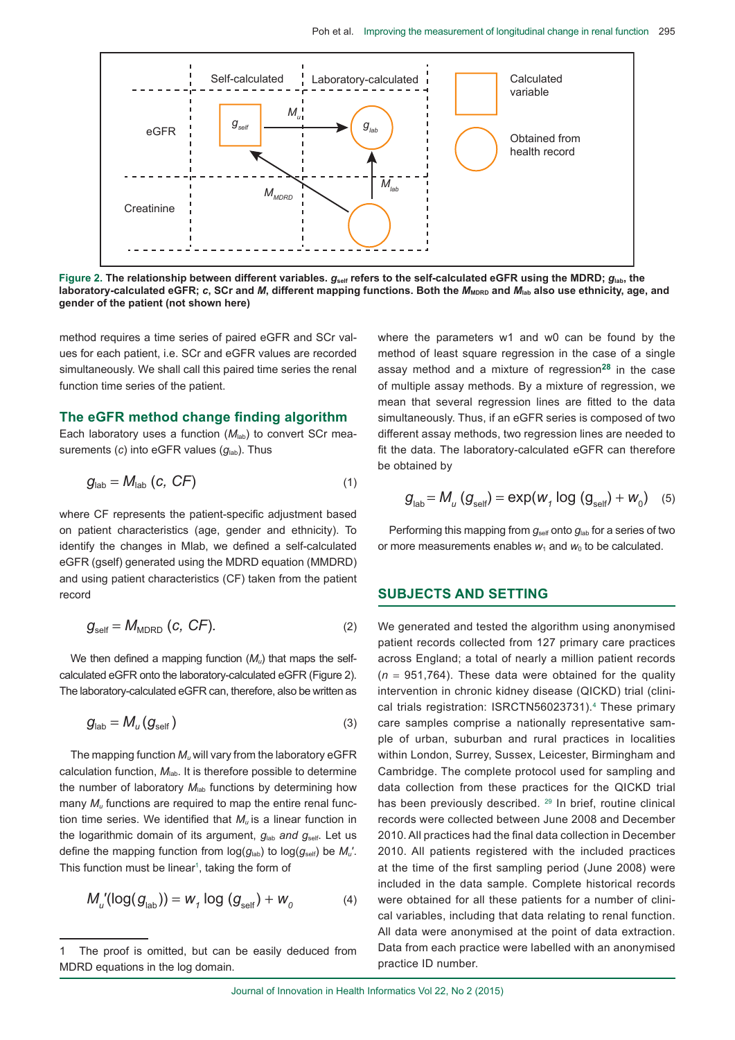Figure 2. **The relationship between different variables. $g_{self}$ refers to the self-calculated eGFR using the MDRD; $g_{lab}$, the laboratory-calculated eGFR; *c*, SCr and *M*, different mapping functions. Both the $M_{MDRD}$ and $M_{lab}$ also use ethnicity, age, and gender of the patient (not shown here)**

method requires a time series of paired eGFR and SCr values for each patient, i.e. SCr and eGFR values are recorded simultaneously. We shall call this paired time series the renal function time series of the patient.

## The eGFR method change finding algorithm

Each laboratory uses a function ($M_{lab}$) to convert SCr measurements (*c*) into eGFR values ($g_{lab}$). Thus

$$g_{lab} = M_{lab}\,(c,\ CF) \tag{1}$$

where CF represents the patient-specific adjustment based on patient characteristics (age, gender and ethnicity). To identify the changes in Mlab, we defined a self-calculated eGFR (gself) generated using the MDRD equation (MMDRD) and using patient characteristics (CF) taken from the patient record

$$g_{self} = M_{MDRD}\,(c,\ CF). \tag{2}$$

We then defined a mapping function ($M_u$) that maps the self-calculated eGFR onto the laboratory-calculated eGFR (Figure 2). The laboratory-calculated eGFR can, therefore, also be written as

$$g_{lab} = M_u\,(g_{self}) \tag{3}$$

The mapping function $M_u$ will vary from the laboratory eGFR calculation function, $M_{lab}$. It is therefore possible to determine the number of laboratory $M_{lab}$ functions by determining how many $M_u$ functions are required to map the entire renal function time series. We identified that $M_u$ is a linear function in the logarithmic domain of its argument, $g_{lab}$ *and* $g_{self}$. Let us define the mapping function from $\log(g_{lab})$ to $\log(g_{self})$ be $M_u'$. This function must be linear[1], taking the form of

$$M_u'(\log(g_{lab})) = w_1 \log\,(g_{self}) + w_0 \tag{4}$$

where the parameters w1 and w0 can be found by the method of least square regression in the case of a single assay method and a mixture of regression[28] in the case of multiple assay methods. By a mixture of regression, we mean that several regression lines are fitted to the data simultaneously. Thus, if an eGFR series is composed of two different assay methods, two regression lines are needed to fit the data. The laboratory-calculated eGFR can therefore be obtained by

$$g_{lab} = M_u\,(g_{self}) = \exp(w_1 \log\,(g_{self}) + w_0) \tag{5}$$

Performing this mapping from $g_{self}$ onto $g_{lab}$ for a series of two or more measurements enables $w_1$ and $w_0$ to be calculated.

## SUBJECTS AND SETTING

We generated and tested the algorithm using anonymised patient records collected from 127 primary care practices across England; a total of nearly a million patient records ($n$ = 951,764). These data were obtained for the quality intervention in chronic kidney disease (QICKD) trial (clinical trials registration: ISRCTN56023731).[4] These primary care samples comprise a nationally representative sample of urban, suburban and rural practices in localities within London, Surrey, Sussex, Leicester, Birmingham and Cambridge. The complete protocol used for sampling and data collection from these practices for the QICKD trial has been previously described. [29] In brief, routine clinical records were collected between June 2008 and December 2010. All practices had the final data collection in December 2010. All patients registered with the included practices at the time of the first sampling period (June 2008) were included in the data sample. Complete historical records were obtained for all these patients for a number of clinical variables, including that data relating to renal function. All data were anonymised at the point of data extraction. Data from each practice were labelled with an anonymised practice ID number.

---

1 The proof is omitted, but can be easily deduced from MDRD equations in the log domain.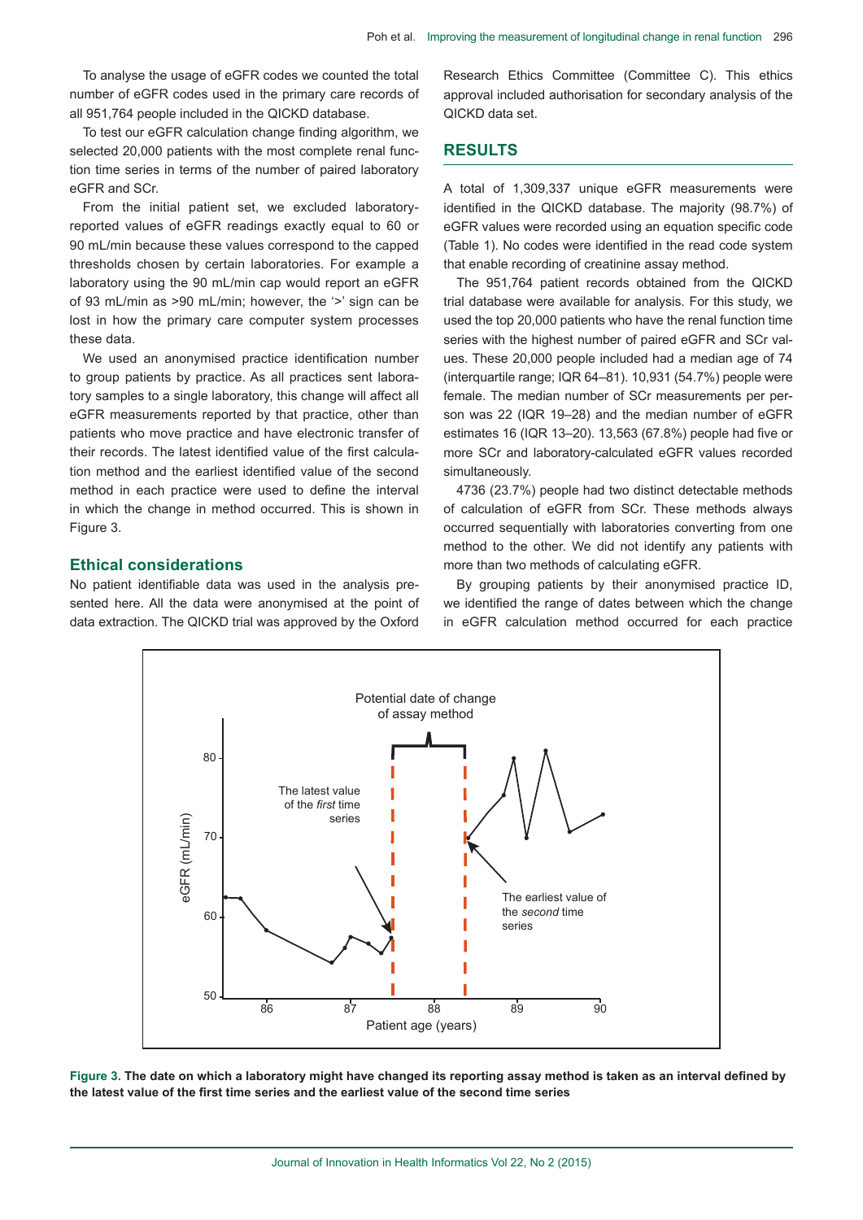To analyse the usage of eGFR codes we counted the total number of eGFR codes used in the primary care records of all 951,764 people included in the QICKD database.

To test our eGFR calculation change finding algorithm, we selected 20,000 patients with the most complete renal function time series in terms of the number of paired laboratory eGFR and SCr.

From the initial patient set, we excluded laboratory-reported values of eGFR readings exactly equal to 60 or 90 mL/min because these values correspond to the capped thresholds chosen by certain laboratories. For example a laboratory using the 90 mL/min cap would report an eGFR of 93 mL/min as >90 mL/min; however, the '>' sign can be lost in how the primary care computer system processes these data.

We used an anonymised practice identification number to group patients by practice. As all practices sent laboratory samples to a single laboratory, this change will affect all eGFR measurements reported by that practice, other than patients who move practice and have electronic transfer of their records. The latest identified value of the first calculation method and the earliest identified value of the second method in each practice were used to define the interval in which the change in method occurred. This is shown in Figure 3.

### Ethical considerations

No patient identifiable data was used in the analysis presented here. All the data were anonymised at the point of data extraction. The QICKD trial was approved by the Oxford Research Ethics Committee (Committee C). This ethics approval included authorisation for secondary analysis of the QICKD data set.

## RESULTS

A total of 1,309,337 unique eGFR measurements were identified in the QICKD database. The majority (98.7%) of eGFR values were recorded using an equation specific code (Table 1). No codes were identified in the read code system that enable recording of creatinine assay method.

The 951,764 patient records obtained from the QICKD trial database were available for analysis. For this study, we used the top 20,000 patients who have the renal function time series with the highest number of paired eGFR and SCr values. These 20,000 people included had a median age of 74 (interquartile range; IQR 64–81). 10,931 (54.7%) people were female. The median number of SCr measurements per person was 22 (IQR 19–28) and the median number of eGFR estimates 16 (IQR 13–20). 13,563 (67.8%) people had five or more SCr and laboratory-calculated eGFR values recorded simultaneously.

4736 (23.7%) people had two distinct detectable methods of calculation of eGFR from SCr. These methods always occurred sequentially with laboratories converting from one method to the other. We did not identify any patients with more than two methods of calculating eGFR.

By grouping patients by their anonymised practice ID, we identified the range of dates between which the change in eGFR calculation method occurred for each practice

**Figure 3. The date on which a laboratory might have changed its reporting assay method is taken as an interval defined by the latest value of the first time series and the earliest value of the second time series**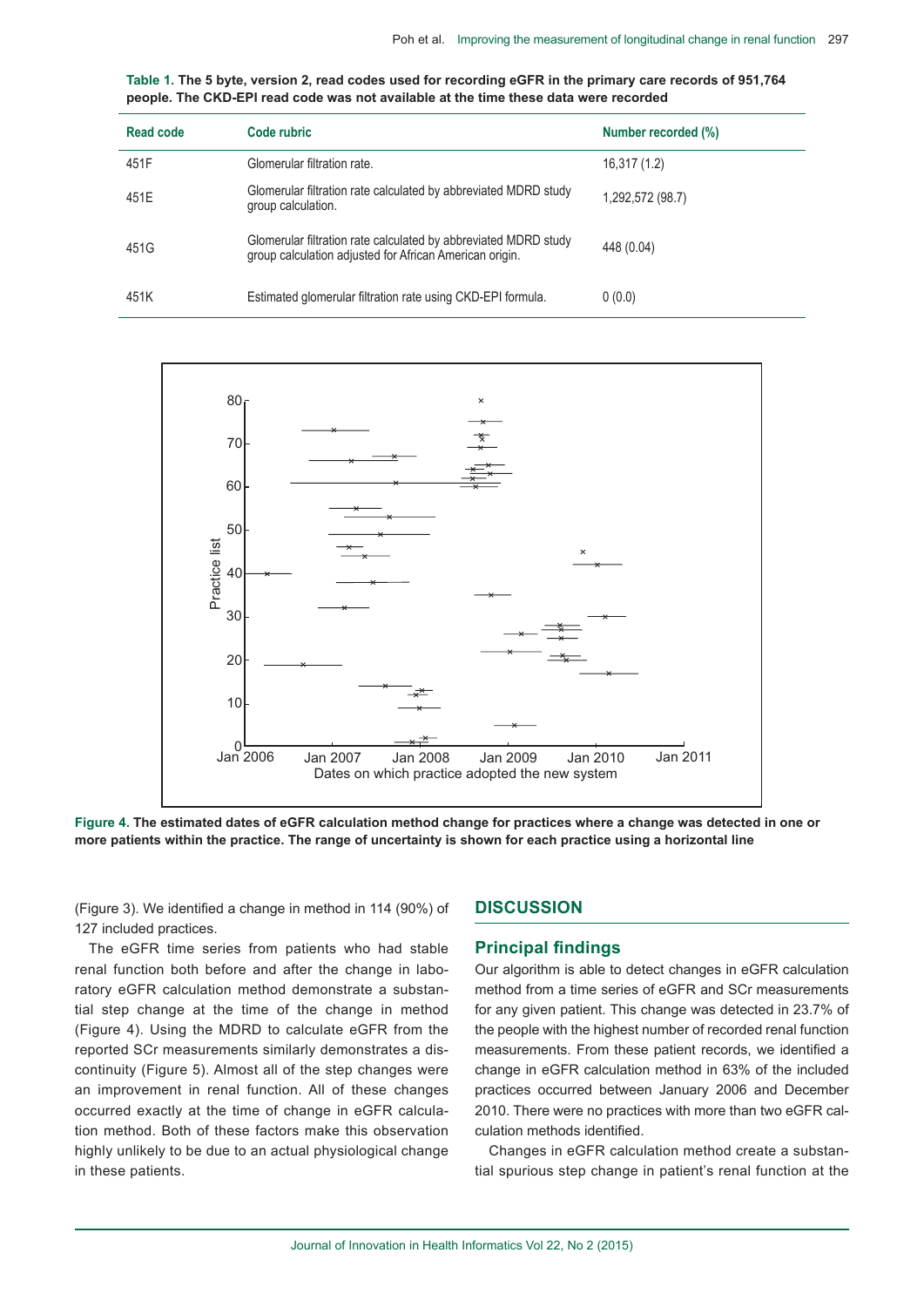**Table 1. The 5 byte, version 2, read codes used for recording eGFR in the primary care records of 951,764 people. The CKD-EPI read code was not available at the time these data were recorded**

| Read code | Code rubric | Number recorded (%) |
|---|---|---|
| 451F | Glomerular filtration rate. | 16,317 (1.2) |
| 451E | Glomerular filtration rate calculated by abbreviated MDRD study group calculation. | 1,292,572 (98.7) |
| 451G | Glomerular filtration rate calculated by abbreviated MDRD study group calculation adjusted for African American origin. | 448 (0.04) |
| 451K | Estimated glomerular filtration rate using CKD-EPI formula. | 0 (0.0) |

**Figure 4. The estimated dates of eGFR calculation method change for practices where a change was detected in one or more patients within the practice. The range of uncertainty is shown for each practice using a horizontal line**

(Figure 3). We identified a change in method in 114 (90%) of 127 included practices.

The eGFR time series from patients who had stable renal function both before and after the change in laboratory eGFR calculation method demonstrate a substantial step change at the time of the change in method (Figure 4). Using the MDRD to calculate eGFR from the reported SCr measurements similarly demonstrates a discontinuity (Figure 5). Almost all of the step changes were an improvement in renal function. All of these changes occurred exactly at the time of change in eGFR calculation method. Both of these factors make this observation highly unlikely to be due to an actual physiological change in these patients.

## DISCUSSION

### Principal findings

Our algorithm is able to detect changes in eGFR calculation method from a time series of eGFR and SCr measurements for any given patient. This change was detected in 23.7% of the people with the highest number of recorded renal function measurements. From these patient records, we identified a change in eGFR calculation method in 63% of the included practices occurred between January 2006 and December 2010. There were no practices with more than two eGFR calculation methods identified.

Changes in eGFR calculation method create a substantial spurious step change in patient's renal function at the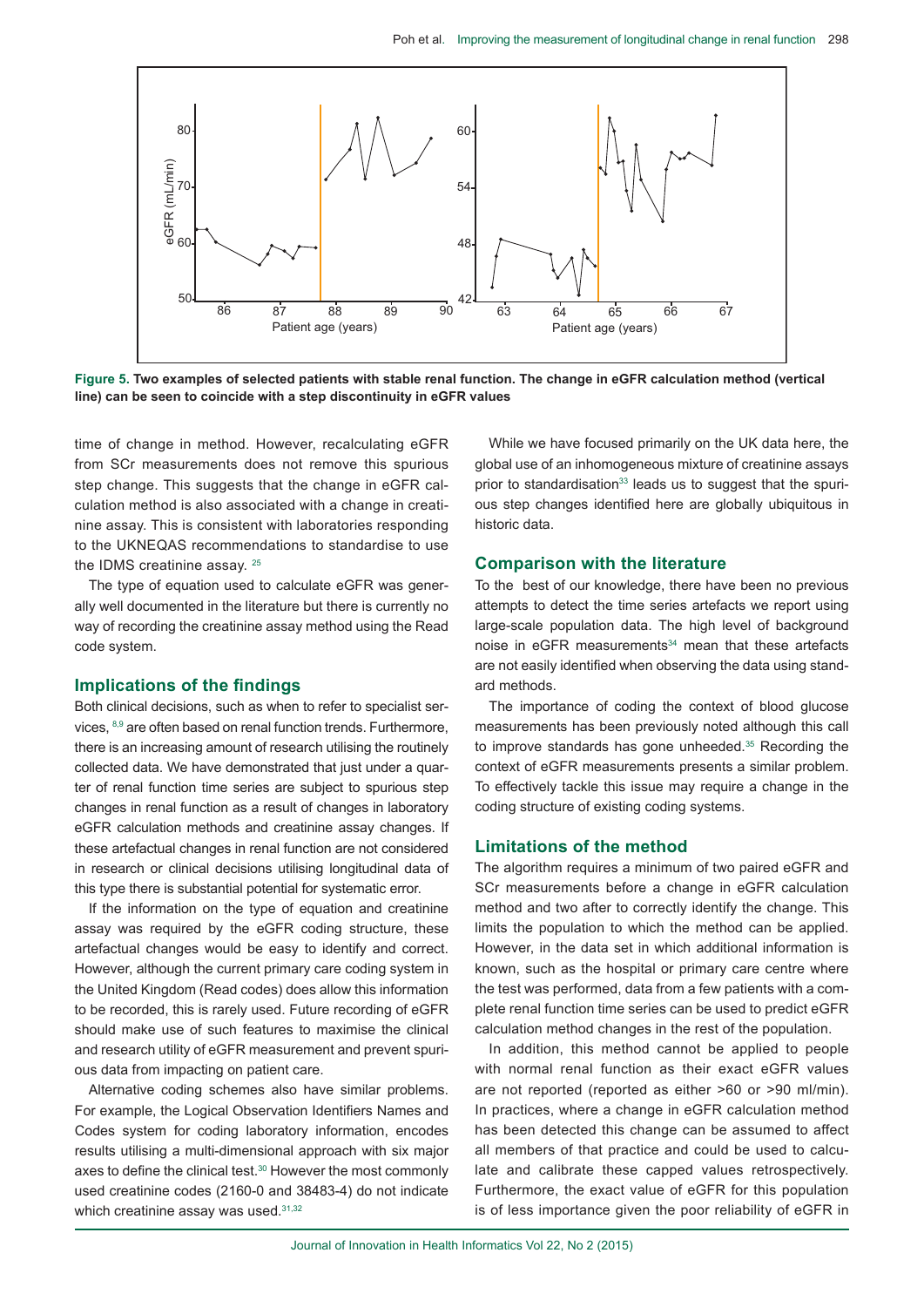**Figure 5. Two examples of selected patients with stable renal function. The change in eGFR calculation method (vertical line) can be seen to coincide with a step discontinuity in eGFR values**

time of change in method. However, recalculating eGFR from SCr measurements does not remove this spurious step change. This suggests that the change in eGFR calculation method is also associated with a change in creatinine assay. This is consistent with laboratories responding to the UKNEQAS recommendations to standardise to use the IDMS creatinine assay. [25]

The type of equation used to calculate eGFR was generally well documented in the literature but there is currently no way of recording the creatinine assay method using the Read code system.

## Implications of the findings

Both clinical decisions, such as when to refer to specialist services, [8,9] are often based on renal function trends. Furthermore, there is an increasing amount of research utilising the routinely collected data. We have demonstrated that just under a quarter of renal function time series are subject to spurious step changes in renal function as a result of changes in laboratory eGFR calculation methods and creatinine assay changes. If these artefactual changes in renal function are not considered in research or clinical decisions utilising longitudinal data of this type there is substantial potential for systematic error.

If the information on the type of equation and creatinine assay was required by the eGFR coding structure, these artefactual changes would be easy to identify and correct. However, although the current primary care coding system in the United Kingdom (Read codes) does allow this information to be recorded, this is rarely used. Future recording of eGFR should make use of such features to maximise the clinical and research utility of eGFR measurement and prevent spurious data from impacting on patient care.

Alternative coding schemes also have similar problems. For example, the Logical Observation Identifiers Names and Codes system for coding laboratory information, encodes results utilising a multi-dimensional approach with six major axes to define the clinical test.[30] However the most commonly used creatinine codes (2160-0 and 38483-4) do not indicate which creatinine assay was used.[31,32]

While we have focused primarily on the UK data here, the global use of an inhomogeneous mixture of creatinine assays prior to standardisation[33] leads us to suggest that the spurious step changes identified here are globally ubiquitous in historic data.

## Comparison with the literature

To the best of our knowledge, there have been no previous attempts to detect the time series artefacts we report using large-scale population data. The high level of background noise in eGFR measurements[34] mean that these artefacts are not easily identified when observing the data using standard methods.

The importance of coding the context of blood glucose measurements has been previously noted although this call to improve standards has gone unheeded.[35] Recording the context of eGFR measurements presents a similar problem. To effectively tackle this issue may require a change in the coding structure of existing coding systems.

## Limitations of the method

The algorithm requires a minimum of two paired eGFR and SCr measurements before a change in eGFR calculation method and two after to correctly identify the change. This limits the population to which the method can be applied. However, in the data set in which additional information is known, such as the hospital or primary care centre where the test was performed, data from a few patients with a complete renal function time series can be used to predict eGFR calculation method changes in the rest of the population.

In addition, this method cannot be applied to people with normal renal function as their exact eGFR values are not reported (reported as either >60 or >90 ml/min). In practices, where a change in eGFR calculation method has been detected this change can be assumed to affect all members of that practice and could be used to calculate and calibrate these capped values retrospectively. Furthermore, the exact value of eGFR for this population is of less importance given the poor reliability of eGFR in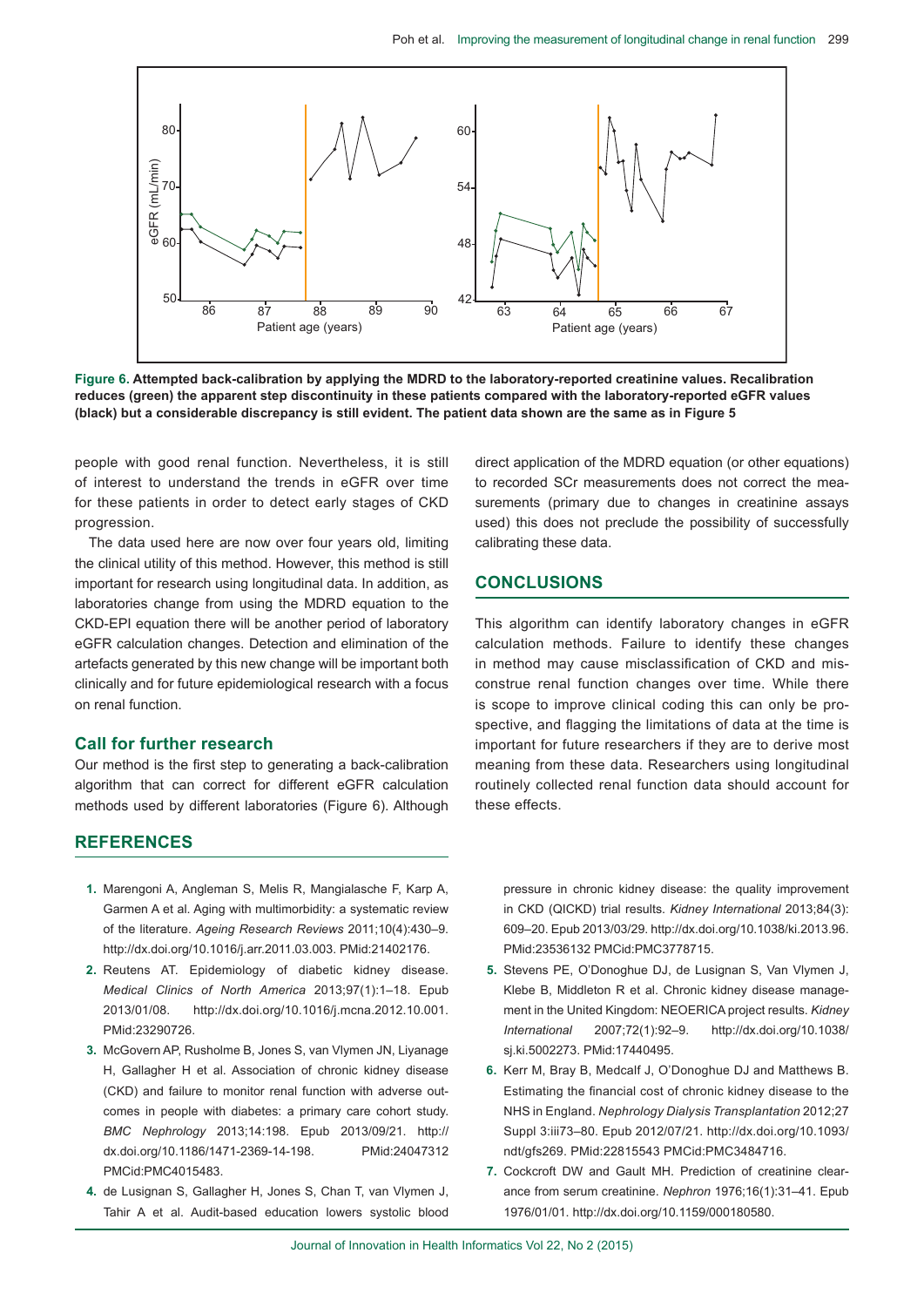**Figure 6. Attempted back-calibration by applying the MDRD to the laboratory-reported creatinine values. Recalibration reduces (green) the apparent step discontinuity in these patients compared with the laboratory-reported eGFR values (black) but a considerable discrepancy is still evident. The patient data shown are the same as in Figure 5**

people with good renal function. Nevertheless, it is still of interest to understand the trends in eGFR over time for these patients in order to detect early stages of CKD progression.

The data used here are now over four years old, limiting the clinical utility of this method. However, this method is still important for research using longitudinal data. In addition, as laboratories change from using the MDRD equation to the CKD-EPI equation there will be another period of laboratory eGFR calculation changes. Detection and elimination of the artefacts generated by this new change will be important both clinically and for future epidemiological research with a focus on renal function.

### Call for further research

Our method is the first step to generating a back-calibration algorithm that can correct for different eGFR calculation methods used by different laboratories (Figure 6). Although direct application of the MDRD equation (or other equations) to recorded SCr measurements does not correct the measurements (primary due to changes in creatinine assays used) this does not preclude the possibility of successfully calibrating these data.

## CONCLUSIONS

This algorithm can identify laboratory changes in eGFR calculation methods. Failure to identify these changes in method may cause misclassification of CKD and misconstrue renal function changes over time. While there is scope to improve clinical coding this can only be prospective, and flagging the limitations of data at the time is important for future researchers if they are to derive most meaning from these data. Researchers using longitudinal routinely collected renal function data should account for these effects.

## REFERENCES

1. Marengoni A, Angleman S, Melis R, Mangialasche F, Karp A, Garmen A et al. Aging with multimorbidity: a systematic review of the literature. *Ageing Research Reviews* 2011;10(4):430–9. http://dx.doi.org/10.1016/j.arr.2011.03.003. PMid:21402176.
2. Reutens AT. Epidemiology of diabetic kidney disease. *Medical Clinics of North America* 2013;97(1):1–18. Epub 2013/01/08. http://dx.doi.org/10.1016/j.mcna.2012.10.001. PMid:23290726.
3. McGovern AP, Rusholme B, Jones S, van Vlymen JN, Liyanage H, Gallagher H et al. Association of chronic kidney disease (CKD) and failure to monitor renal function with adverse outcomes in people with diabetes: a primary care cohort study. *BMC Nephrology* 2013;14:198. Epub 2013/09/21. http://dx.doi.org/10.1186/1471-2369-14-198. PMid:24047312 PMCid:PMC4015483.
4. de Lusignan S, Gallagher H, Jones S, Chan T, van Vlymen J, Tahir A et al. Audit-based education lowers systolic blood pressure in chronic kidney disease: the quality improvement in CKD (QICKD) trial results. *Kidney International* 2013;84(3):609–20. Epub 2013/03/29. http://dx.doi.org/10.1038/ki.2013.96. PMid:23536132 PMCid:PMC3778715.
5. Stevens PE, O'Donoghue DJ, de Lusignan S, Van Vlymen J, Klebe B, Middleton R et al. Chronic kidney disease management in the United Kingdom: NEOERICA project results. *Kidney International* 2007;72(1):92–9. http://dx.doi.org/10.1038/sj.ki.5002273. PMid:17440495.
6. Kerr M, Bray B, Medcalf J, O'Donoghue DJ and Matthews B. Estimating the financial cost of chronic kidney disease to the NHS in England. *Nephrology Dialysis Transplantation* 2012;27 Suppl 3:iii73–80. Epub 2012/07/21. http://dx.doi.org/10.1093/ndt/gfs269. PMid:22815543 PMCid:PMC3484716.
7. Cockcroft DW and Gault MH. Prediction of creatinine clearance from serum creatinine. *Nephron* 1976;16(1):31–41. Epub 1976/01/01. http://dx.doi.org/10.1159/000180580.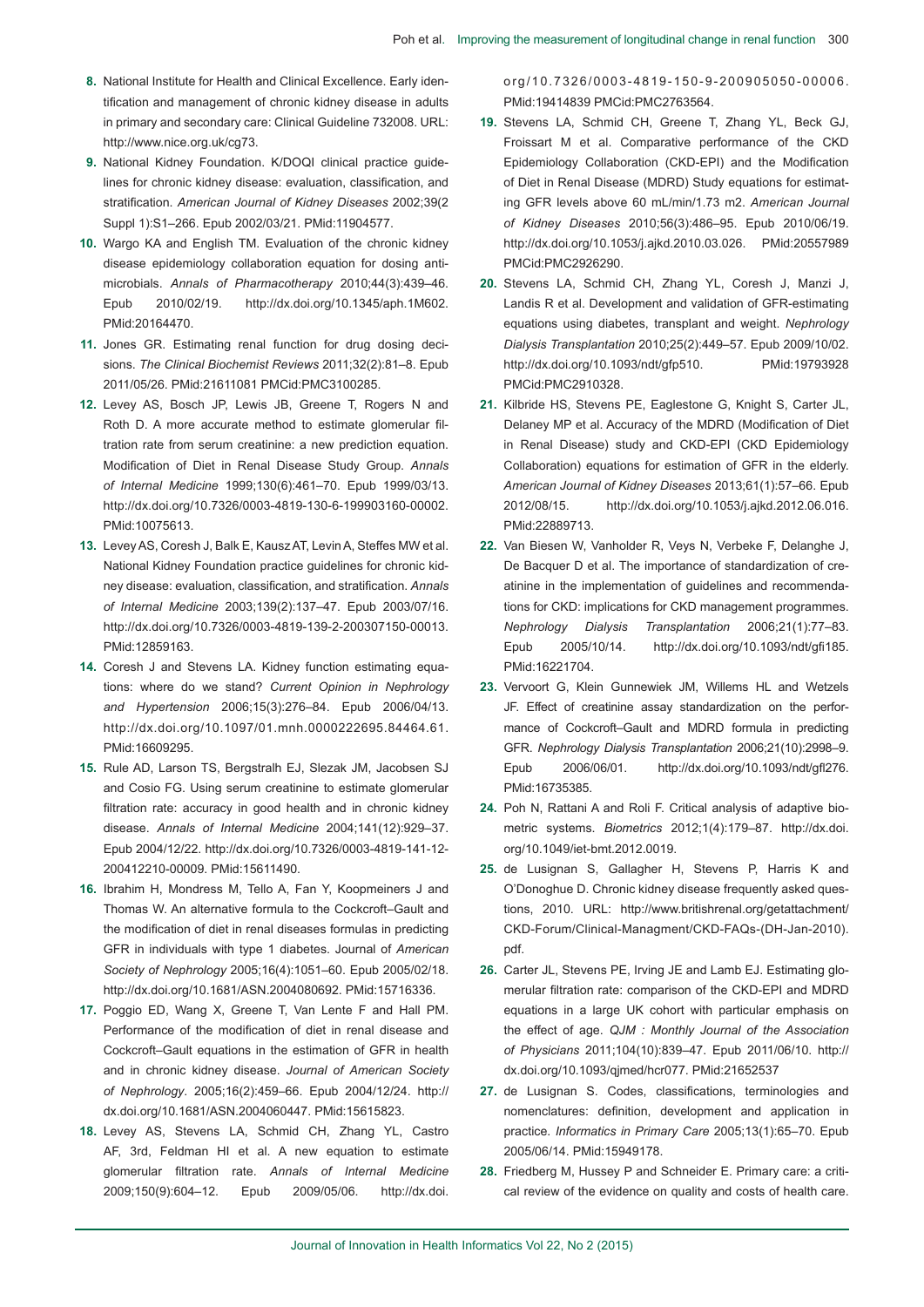8. National Institute for Health and Clinical Excellence. Early identification and management of chronic kidney disease in adults in primary and secondary care: Clinical Guideline 732008. URL: http://www.nice.org.uk/cg73.
9. National Kidney Foundation. K/DOQI clinical practice guidelines for chronic kidney disease: evaluation, classification, and stratification. *American Journal of Kidney Diseases* 2002;39(2 Suppl 1):S1–266. Epub 2002/03/21. PMid:11904577.
10. Wargo KA and English TM. Evaluation of the chronic kidney disease epidemiology collaboration equation for dosing antimicrobials. *Annals of Pharmacotherapy* 2010;44(3):439–46. Epub 2010/02/19. http://dx.doi.org/10.1345/aph.1M602. PMid:20164470.
11. Jones GR. Estimating renal function for drug dosing decisions. *The Clinical Biochemist Reviews* 2011;32(2):81–8. Epub 2011/05/26. PMid:21611081 PMCid:PMC3100285.
12. Levey AS, Bosch JP, Lewis JB, Greene T, Rogers N and Roth D. A more accurate method to estimate glomerular filtration rate from serum creatinine: a new prediction equation. Modification of Diet in Renal Disease Study Group. *Annals of Internal Medicine* 1999;130(6):461–70. Epub 1999/03/13. http://dx.doi.org/10.7326/0003-4819-130-6-199903160-00002. PMid:10075613.
13. Levey AS, Coresh J, Balk E, Kausz AT, Levin A, Steffes MW et al. National Kidney Foundation practice guidelines for chronic kidney disease: evaluation, classification, and stratification. *Annals of Internal Medicine* 2003;139(2):137–47. Epub 2003/07/16. http://dx.doi.org/10.7326/0003-4819-139-2-200307150-00013. PMid:12859163.
14. Coresh J and Stevens LA. Kidney function estimating equations: where do we stand? *Current Opinion in Nephrology and Hypertension* 2006;15(3):276–84. Epub 2006/04/13. http://dx.doi.org/10.1097/01.mnh.0000222695.84464.61. PMid:16609295.
15. Rule AD, Larson TS, Bergstralh EJ, Slezak JM, Jacobsen SJ and Cosio FG. Using serum creatinine to estimate glomerular filtration rate: accuracy in good health and in chronic kidney disease. *Annals of Internal Medicine* 2004;141(12):929–37. Epub 2004/12/22. http://dx.doi.org/10.7326/0003-4819-141-12-200412210-00009. PMid:15611490.
16. Ibrahim H, Mondress M, Tello A, Fan Y, Koopmeiners J and Thomas W. An alternative formula to the Cockcroft–Gault and the modification of diet in renal diseases formulas in predicting GFR in individuals with type 1 diabetes. Journal of *American Society of Nephrology* 2005;16(4):1051–60. Epub 2005/02/18. http://dx.doi.org/10.1681/ASN.2004080692. PMid:15716336.
17. Poggio ED, Wang X, Greene T, Van Lente F and Hall PM. Performance of the modification of diet in renal disease and Cockcroft–Gault equations in the estimation of GFR in health and in chronic kidney disease. *Journal of American Society of Nephrology*. 2005;16(2):459–66. Epub 2004/12/24. http://dx.doi.org/10.1681/ASN.2004060447. PMid:15615823.
18. Levey AS, Stevens LA, Schmid CH, Zhang YL, Castro AF, 3rd, Feldman HI et al. A new equation to estimate glomerular filtration rate. *Annals of Internal Medicine* 2009;150(9):604–12. Epub 2009/05/06. http://dx.doi.org/10.7326/0003-4819-150-9-200905050-00006. PMid:19414839 PMCid:PMC2763564.
19. Stevens LA, Schmid CH, Greene T, Zhang YL, Beck GJ, Froissart M et al. Comparative performance of the CKD Epidemiology Collaboration (CKD-EPI) and the Modification of Diet in Renal Disease (MDRD) Study equations for estimating GFR levels above 60 mL/min/1.73 m2. *American Journal of Kidney Diseases* 2010;56(3):486–95. Epub 2010/06/19. http://dx.doi.org/10.1053/j.ajkd.2010.03.026. PMid:20557989 PMCid:PMC2926290.
20. Stevens LA, Schmid CH, Zhang YL, Coresh J, Manzi J, Landis R et al. Development and validation of GFR-estimating equations using diabetes, transplant and weight. *Nephrology Dialysis Transplantation* 2010;25(2):449–57. Epub 2009/10/02. http://dx.doi.org/10.1093/ndt/gfp510. PMid:19793928 PMCid:PMC2910328.
21. Kilbride HS, Stevens PE, Eaglestone G, Knight S, Carter JL, Delaney MP et al. Accuracy of the MDRD (Modification of Diet in Renal Disease) study and CKD-EPI (CKD Epidemiology Collaboration) equations for estimation of GFR in the elderly. *American Journal of Kidney Diseases* 2013;61(1):57–66. Epub 2012/08/15. http://dx.doi.org/10.1053/j.ajkd.2012.06.016. PMid:22889713.
22. Van Biesen W, Vanholder R, Veys N, Verbeke F, Delanghe J, De Bacquer D et al. The importance of standardization of creatinine in the implementation of guidelines and recommendations for CKD: implications for CKD management programmes. *Nephrology Dialysis Transplantation* 2006;21(1):77–83. Epub 2005/10/14. http://dx.doi.org/10.1093/ndt/gfi185. PMid:16221704.
23. Vervoort G, Klein Gunnewiek JM, Willems HL and Wetzels JF. Effect of creatinine assay standardization on the performance of Cockcroft–Gault and MDRD formula in predicting GFR. *Nephrology Dialysis Transplantation* 2006;21(10):2998–9. Epub 2006/06/01. http://dx.doi.org/10.1093/ndt/gfl276. PMid:16735385.
24. Poh N, Rattani A and Roli F. Critical analysis of adaptive biometric systems. *Biometrics* 2012;1(4):179–87. http://dx.doi.org/10.1049/iet-bmt.2012.0019.
25. de Lusignan S, Gallagher H, Stevens P, Harris K and O'Donoghue D. Chronic kidney disease frequently asked questions, 2010. URL: http://www.britishrenal.org/getattachment/CKD-Forum/Clinical-Managment/CKD-FAQs-(DH-Jan-2010).pdf.
26. Carter JL, Stevens PE, Irving JE and Lamb EJ. Estimating glomerular filtration rate: comparison of the CKD-EPI and MDRD equations in a large UK cohort with particular emphasis on the effect of age. *QJM : Monthly Journal of the Association of Physicians* 2011;104(10):839–47. Epub 2011/06/10. http://dx.doi.org/10.1093/qjmed/hcr077. PMid:21652537
27. de Lusignan S. Codes, classifications, terminologies and nomenclatures: definition, development and application in practice. *Informatics in Primary Care* 2005;13(1):65–70. Epub 2005/06/14. PMid:15949178.
28. Friedberg M, Hussey P and Schneider E. Primary care: a critical review of the evidence on quality and costs of health care.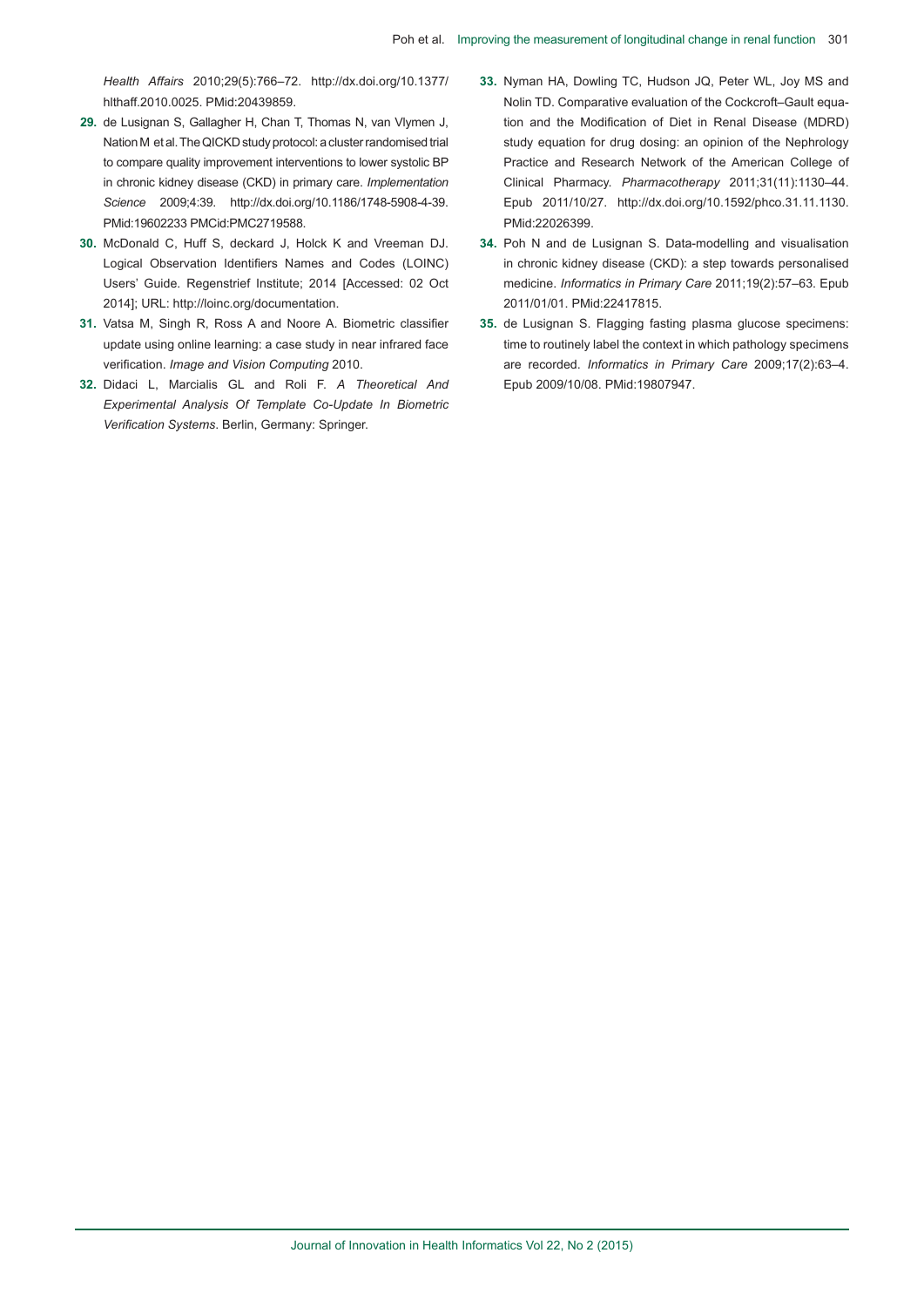*Health Affairs* 2010;29(5):766–72. http://dx.doi.org/10.1377/hlthaff.2010.0025. PMid:20439859.

29. de Lusignan S, Gallagher H, Chan T, Thomas N, van Vlymen J, Nation M et al. The QICKD study protocol: a cluster randomised trial to compare quality improvement interventions to lower systolic BP in chronic kidney disease (CKD) in primary care. *Implementation Science* 2009;4:39. http://dx.doi.org/10.1186/1748-5908-4-39. PMid:19602233 PMCid:PMC2719588.

30. McDonald C, Huff S, deckard J, Holck K and Vreeman DJ. Logical Observation Identifiers Names and Codes (LOINC) Users' Guide. Regenstrief Institute; 2014 [Accessed: 02 Oct 2014]; URL: http://loinc.org/documentation.

31. Vatsa M, Singh R, Ross A and Noore A. Biometric classifier update using online learning: a case study in near infrared face verification. *Image and Vision Computing* 2010.

32. Didaci L, Marcialis GL and Roli F. *A Theoretical And Experimental Analysis Of Template Co-Update In Biometric Verification Systems*. Berlin, Germany: Springer.

33. Nyman HA, Dowling TC, Hudson JQ, Peter WL, Joy MS and Nolin TD. Comparative evaluation of the Cockcroft–Gault equation and the Modification of Diet in Renal Disease (MDRD) study equation for drug dosing: an opinion of the Nephrology Practice and Research Network of the American College of Clinical Pharmacy. *Pharmacotherapy* 2011;31(11):1130–44. Epub 2011/10/27. http://dx.doi.org/10.1592/phco.31.11.1130. PMid:22026399.

34. Poh N and de Lusignan S. Data-modelling and visualisation in chronic kidney disease (CKD): a step towards personalised medicine. *Informatics in Primary Care* 2011;19(2):57–63. Epub 2011/01/01. PMid:22417815.

35. de Lusignan S. Flagging fasting plasma glucose specimens: time to routinely label the context in which pathology specimens are recorded. *Informatics in Primary Care* 2009;17(2):63–4. Epub 2009/10/08. PMid:19807947.